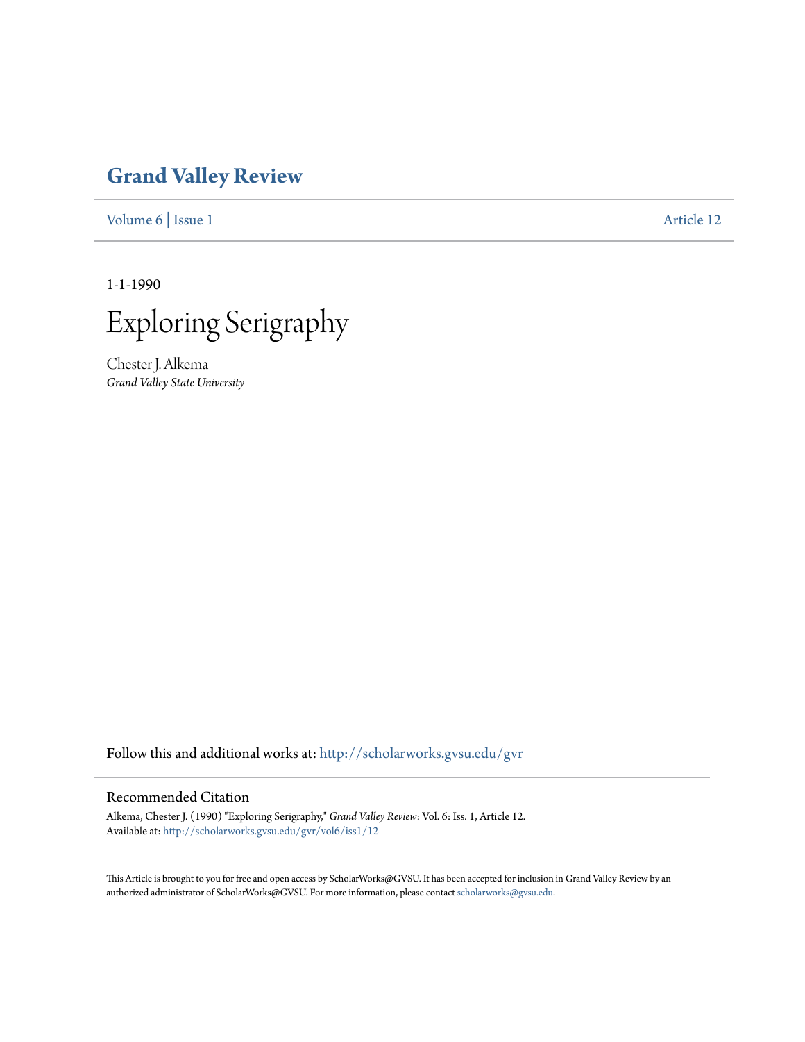# Grand Valley Review

Volume 6 | Issue 1 Article 12

1-1-1990

# Exploring Serigraphy

Chester J. Alkema
*Grand Valley State University*

Follow this and additional works at: http://scholarworks.gvsu.edu/gvr

## Recommended Citation

Alkema, Chester J. (1990) "Exploring Serigraphy," *Grand Valley Review*: Vol. 6: Iss. 1, Article 12.
Available at: http://scholarworks.gvsu.edu/gvr/vol6/iss1/12

This Article is brought to you for free and open access by ScholarWorks@GVSU. It has been accepted for inclusion in Grand Valley Review by an authorized administrator of ScholarWorks@GVSU. For more information, please contact scholarworks@gvsu.edu.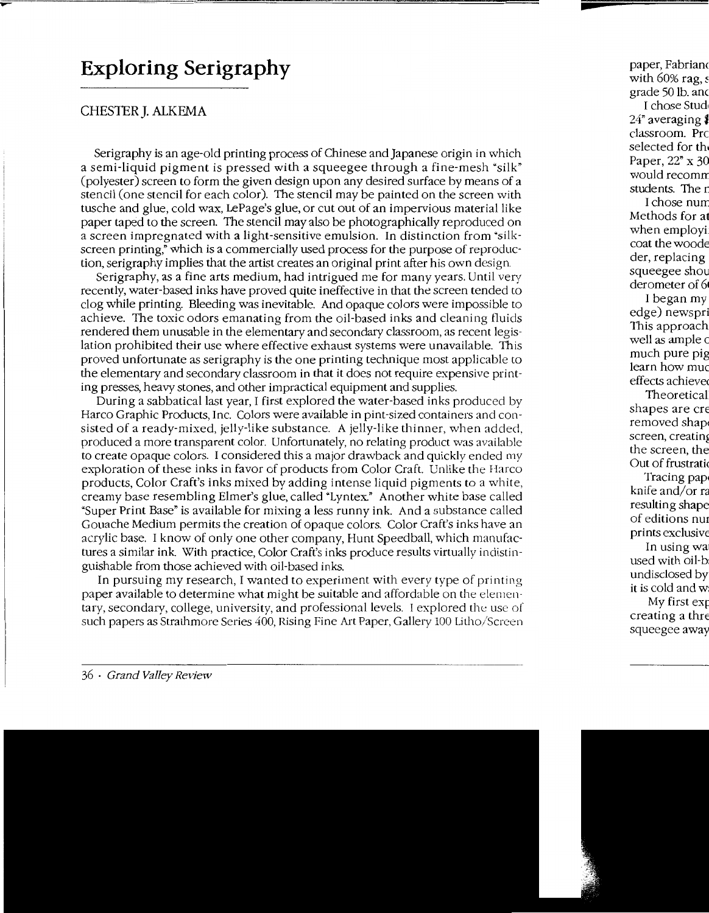# Exploring Serigraphy

CHESTER J. ALKEMA

Serigraphy is an age-old printing process of Chinese and Japanese origin in which a semi-liquid pigment is pressed with a squeegee through a fine-mesh "silk" (polyester) screen to form the given design upon any desired surface by means of a stencil (one stencil for each color). The stencil may be painted on the screen with tusche and glue, cold wax, LePage's glue, or cut out of an impervious material like paper taped to the screen. The stencil may also be photographically reproduced on a screen impregnated with a light-sensitive emulsion. In distinction from "silk-screen printing," which is a commercially used process for the purpose of reproduction, serigraphy implies that the artist creates an original print after his own design.

Serigraphy, as a fine arts medium, had intrigued me for many years. Until very recently, water-based inks have proved quite ineffective in that the screen tended to clog while printing. Bleeding was inevitable. And opaque colors were impossible to achieve. The toxic odors emanating from the oil-based inks and cleaning fluids rendered them unusable in the elementary and secondary classroom, as recent legislation prohibited their use where effective exhaust systems were unavailable. This proved unfortunate as serigraphy is the one printing technique most applicable to the elementary and secondary classroom in that it does not require expensive printing presses, heavy stones, and other impractical equipment and supplies.

During a sabbatical last year, I first explored the water-based inks produced by Harco Graphic Products, Inc. Colors were available in pint-sized containers and consisted of a ready-mixed, jelly-like substance. A jelly-like thinner, when added, produced a more transparent color. Unfortunately, no relating product was available to create opaque colors. I considered this a major drawback and quickly ended my exploration of these inks in favor of products from Color Craft. Unlike the Harco products, Color Craft's inks mixed by adding intense liquid pigments to a white, creamy base resembling Elmer's glue, called "Lyntex." Another white base called "Super Print Base" is available for mixing a less runny ink. And a substance called Gouache Medium permits the creation of opaque colors. Color Craft's inks have an acrylic base. I know of only one other company, Hunt Speedball, which manufactures a similar ink. With practice, Color Craft's inks produce results virtually indistinguishable from those achieved with oil-based inks.

In pursuing my research, I wanted to experiment with every type of printing paper available to determine what might be suitable and affordable on the elementary, secondary, college, university, and professional levels. I explored the use of such papers as Strathmore Series 400, Rising Fine Art Paper, Gallery 100 Litho/Screen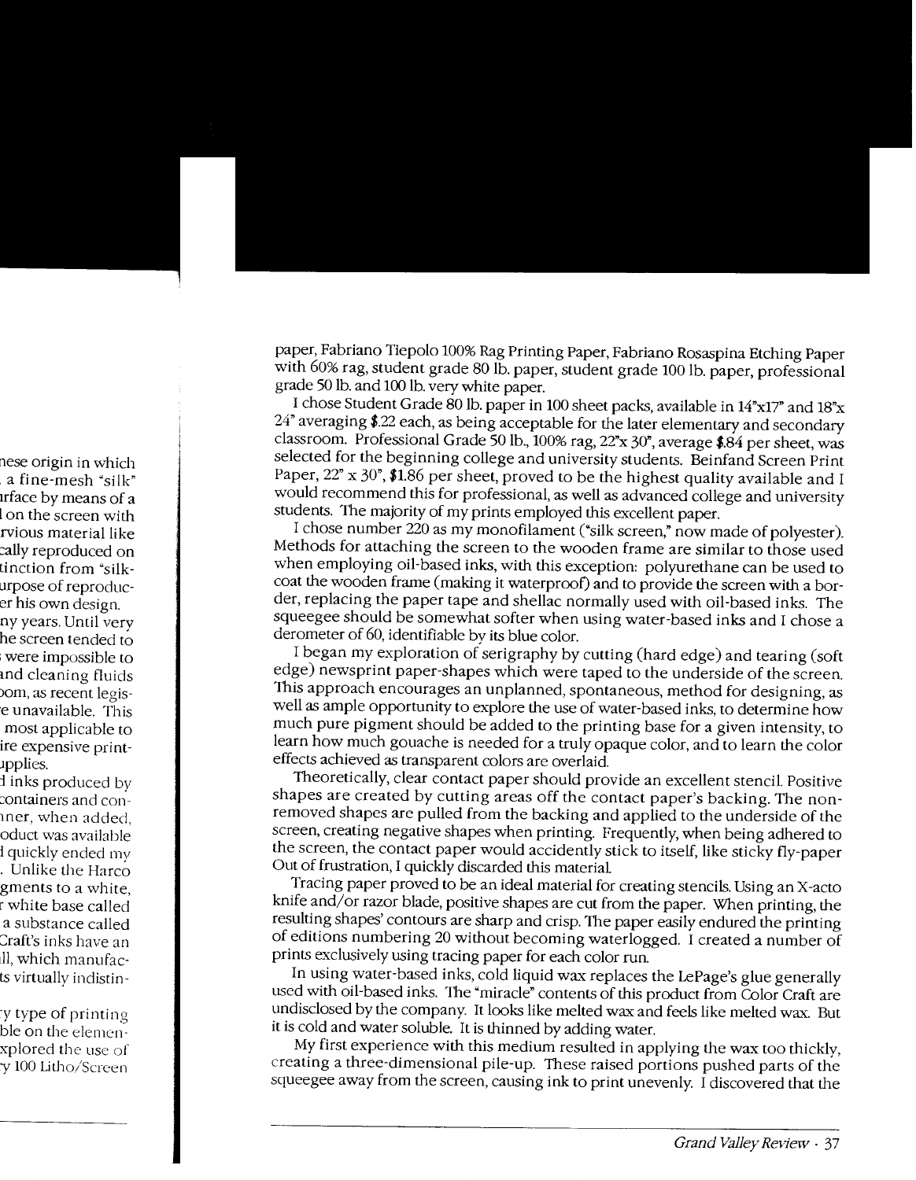paper, Fabriano Tiepolo 100% Rag Printing Paper, Fabriano Rosaspina Etching Paper with 60% rag, student grade 80 lb. paper, student grade 100 lb. paper, professional grade 50 lb. and 100 lb. very white paper.

I chose Student Grade 80 lb. paper in 100 sheet packs, available in 14"x17" and 18"x 24" averaging $.22 each, as being acceptable for the later elementary and secondary classroom. Professional Grade 50 lb., 100% rag, 22"x 30", average $.84 per sheet, was selected for the beginning college and university students. Beinfand Screen Print Paper, 22" x 30", $1.86 per sheet, proved to be the highest quality available and I would recommend this for professional, as well as advanced college and university students. The majority of my prints employed this excellent paper.

I chose number 220 as my monofilament ("silk screen," now made of polyester). Methods for attaching the screen to the wooden frame are similar to those used when employing oil-based inks, with this exception: polyurethane can be used to coat the wooden frame (making it waterproof) and to provide the screen with a border, replacing the paper tape and shellac normally used with oil-based inks. The squeegee should be somewhat softer when using water-based inks and I chose a derometer of 60, identifiable by its blue color.

I began my exploration of serigraphy by cutting (hard edge) and tearing (soft edge) newsprint paper-shapes which were taped to the underside of the screen. This approach encourages an unplanned, spontaneous, method for designing, as well as ample opportunity to explore the use of water-based inks, to determine how much pure pigment should be added to the printing base for a given intensity, to learn how much gouache is needed for a truly opaque color, and to learn the color effects achieved as transparent colors are overlaid.

Theoretically, clear contact paper should provide an excellent stencil. Positive shapes are created by cutting areas off the contact paper's backing. The non-removed shapes are pulled from the backing and applied to the underside of the screen, creating negative shapes when printing. Frequently, when being adhered to the screen, the contact paper would accidently stick to itself, like sticky fly-paper Out of frustration, I quickly discarded this material.

Tracing paper proved to be an ideal material for creating stencils. Using an X-acto knife and/or razor blade, positive shapes are cut from the paper. When printing, the resulting shapes' contours are sharp and crisp. The paper easily endured the printing of editions numbering 20 without becoming waterlogged. I created a number of prints exclusively using tracing paper for each color run.

In using water-based inks, cold liquid wax replaces the LePage's glue generally used with oil-based inks. The "miracle" contents of this product from Color Craft are undisclosed by the company. It looks like melted wax and feels like melted wax. But it is cold and water soluble. It is thinned by adding water.

My first experience with this medium resulted in applying the wax too thickly, creating a three-dimensional pile-up. These raised portions pushed parts of the squeegee away from the screen, causing ink to print unevenly. I discovered that the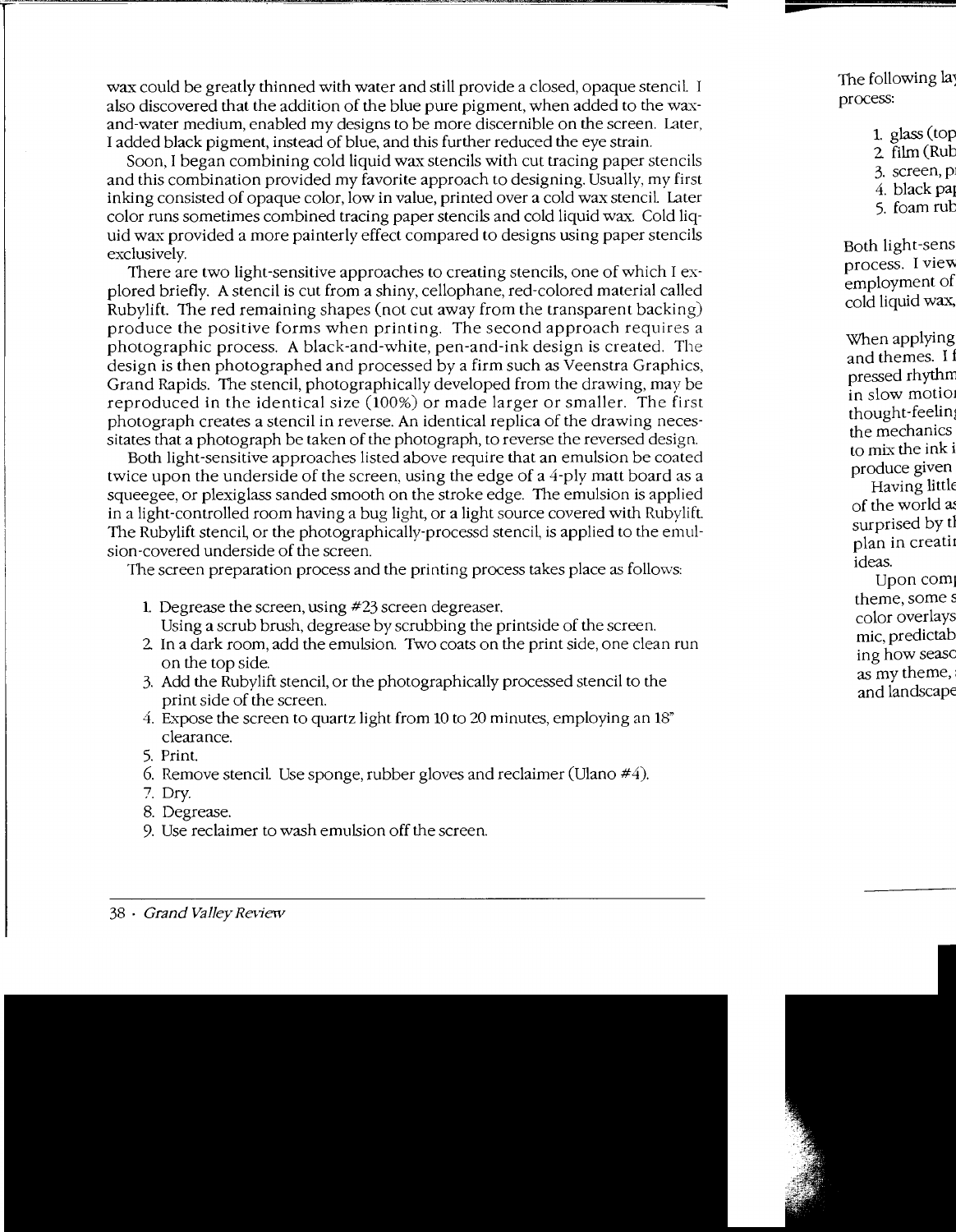wax could be greatly thinned with water and still provide a closed, opaque stencil. I also discovered that the addition of the blue pure pigment, when added to the wax-and-water medium, enabled my designs to be more discernible on the screen. Later, I added black pigment, instead of blue, and this further reduced the eye strain.

Soon, I began combining cold liquid wax stencils with cut tracing paper stencils and this combination provided my favorite approach to designing. Usually, my first inking consisted of opaque color, low in value, printed over a cold wax stencil. Later color runs sometimes combined tracing paper stencils and cold liquid wax. Cold liquid wax provided a more painterly effect compared to designs using paper stencils exclusively.

There are two light-sensitive approaches to creating stencils, one of which I explored briefly. A stencil is cut from a shiny, cellophane, red-colored material called Rubylift. The red remaining shapes (not cut away from the transparent backing) produce the positive forms when printing. The second approach requires a photographic process. A black-and-white, pen-and-ink design is created. The design is then photographed and processed by a firm such as Veenstra Graphics, Grand Rapids. The stencil, photographically developed from the drawing, may be reproduced in the identical size (100%) or made larger or smaller. The first photograph creates a stencil in reverse. An identical replica of the drawing necessitates that a photograph be taken of the photograph, to reverse the reversed design.

Both light-sensitive approaches listed above require that an emulsion be coated twice upon the underside of the screen, using the edge of a 4-ply matt board as a squeegee, or plexiglass sanded smooth on the stroke edge. The emulsion is applied in a light-controlled room having a bug light, or a light source covered with Rubylift. The Rubylift stencil, or the photographically-processd stencil, is applied to the emulsion-covered underside of the screen.

The screen preparation process and the printing process takes place as follows:

1. Degrease the screen, using #23 screen degreaser.
   Using a scrub brush, degrease by scrubbing the printside of the screen.
2. In a dark room, add the emulsion. Two coats on the print side, one clean run on the top side.
3. Add the Rubylift stencil, or the photographically processed stencil to the print side of the screen.
4. Expose the screen to quartz light from 10 to 20 minutes, employing an 18" clearance.
5. Print.
6. Remove stencil. Use sponge, rubber gloves and reclaimer (Ulano #4).
7. Dry.
8. Degrease.
9. Use reclaimer to wash emulsion off the screen.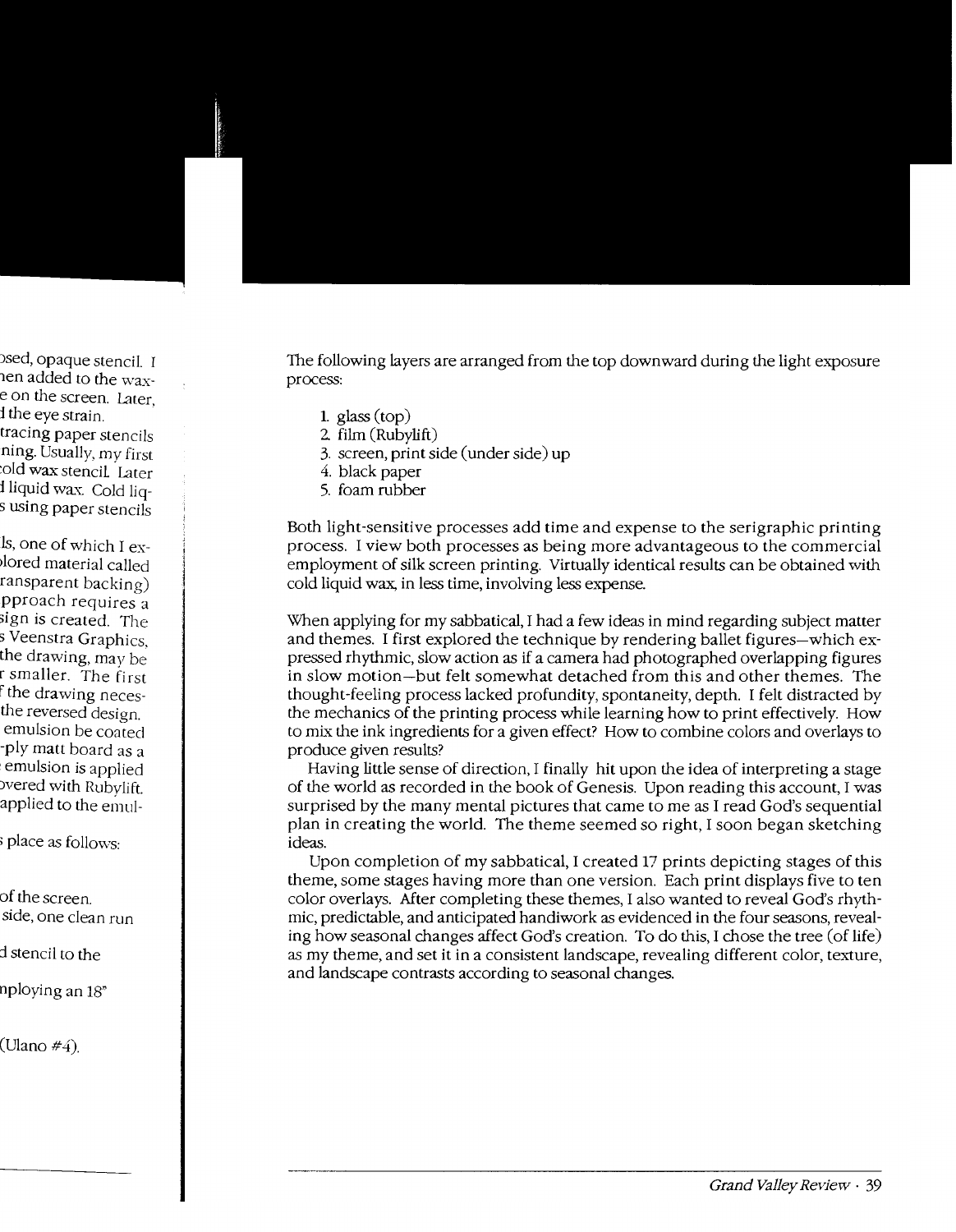The following layers are arranged from the top downward during the light exposure process:

1. glass (top)
2. film (Rubylift)
3. screen, print side (under side) up
4. black paper
5. foam rubber

Both light-sensitive processes add time and expense to the serigraphic printing process. I view both processes as being more advantageous to the commercial employment of silk screen printing. Virtually identical results can be obtained with cold liquid wax, in less time, involving less expense.

When applying for my sabbatical, I had a few ideas in mind regarding subject matter and themes. I first explored the technique by rendering ballet figures—which expressed rhythmic, slow action as if a camera had photographed overlapping figures in slow motion—but felt somewhat detached from this and other themes. The thought-feeling process lacked profundity, spontaneity, depth. I felt distracted by the mechanics of the printing process while learning how to print effectively. How to mix the ink ingredients for a given effect? How to combine colors and overlays to produce given results?

Having little sense of direction, I finally hit upon the idea of interpreting a stage of the world as recorded in the book of Genesis. Upon reading this account, I was surprised by the many mental pictures that came to me as I read God's sequential plan in creating the world. The theme seemed so right, I soon began sketching ideas.

Upon completion of my sabbatical, I created 17 prints depicting stages of this theme, some stages having more than one version. Each print displays five to ten color overlays. After completing these themes, I also wanted to reveal God's rhythmic, predictable, and anticipated handiwork as evidenced in the four seasons, revealing how seasonal changes affect God's creation. To do this, I chose the tree (of life) as my theme, and set it in a consistent landscape, revealing different color, texture, and landscape contrasts according to seasonal changes.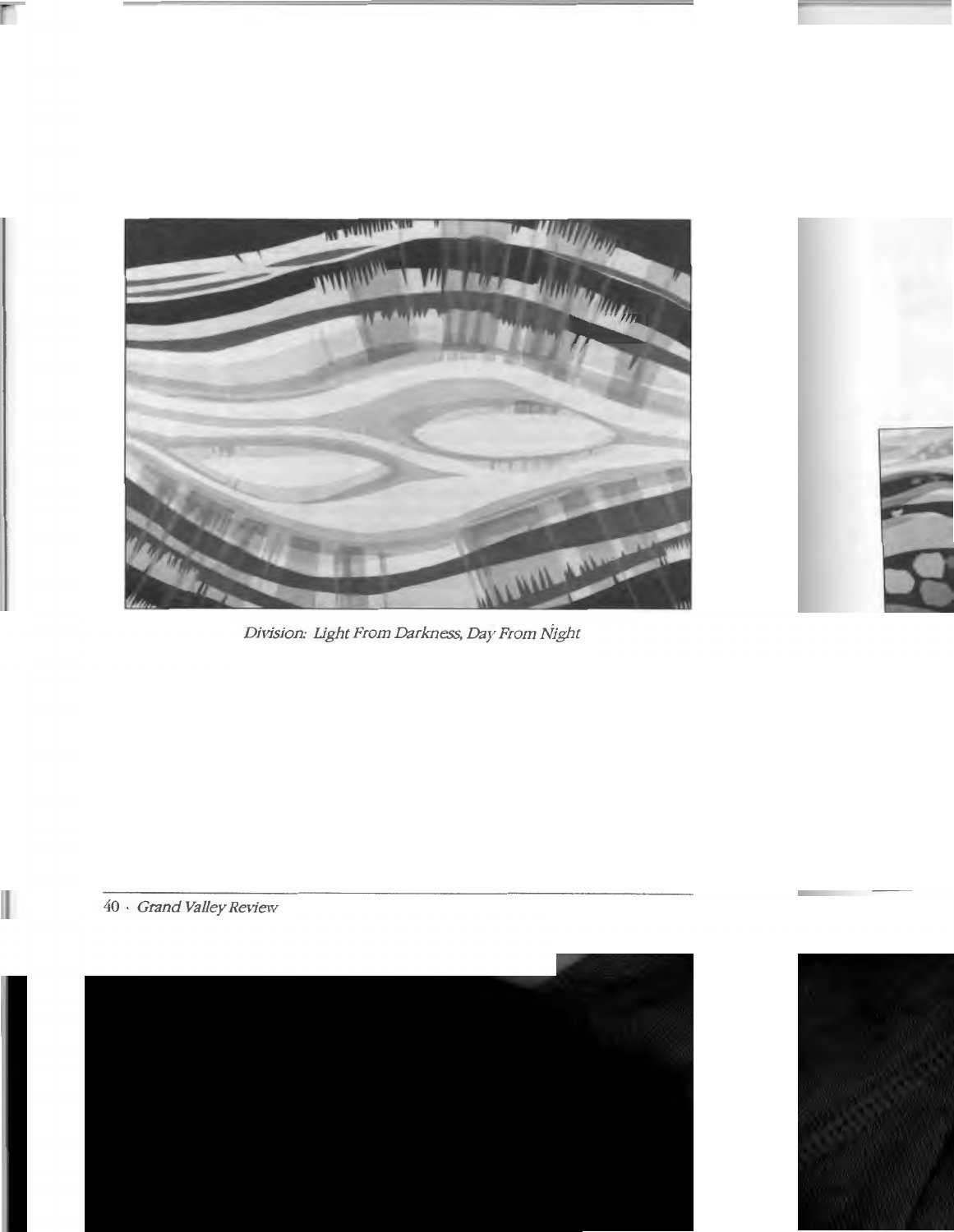*Division: Light From Darkness, Day From Night*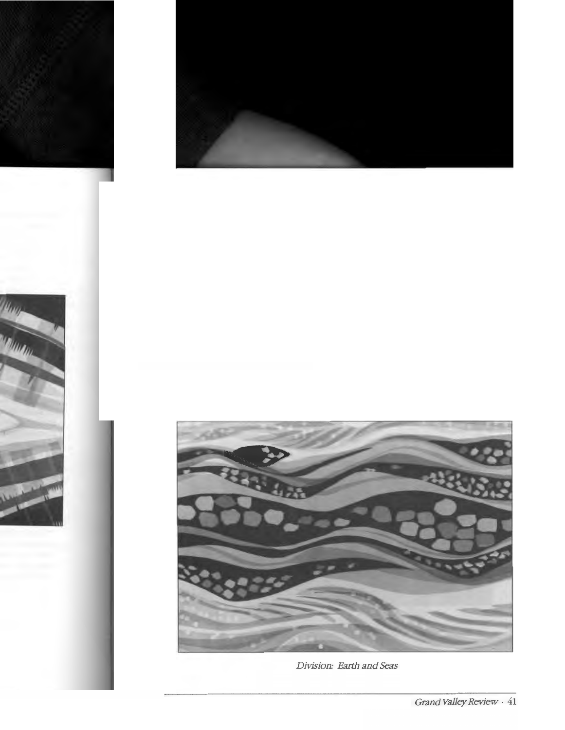Division: Earth and Seas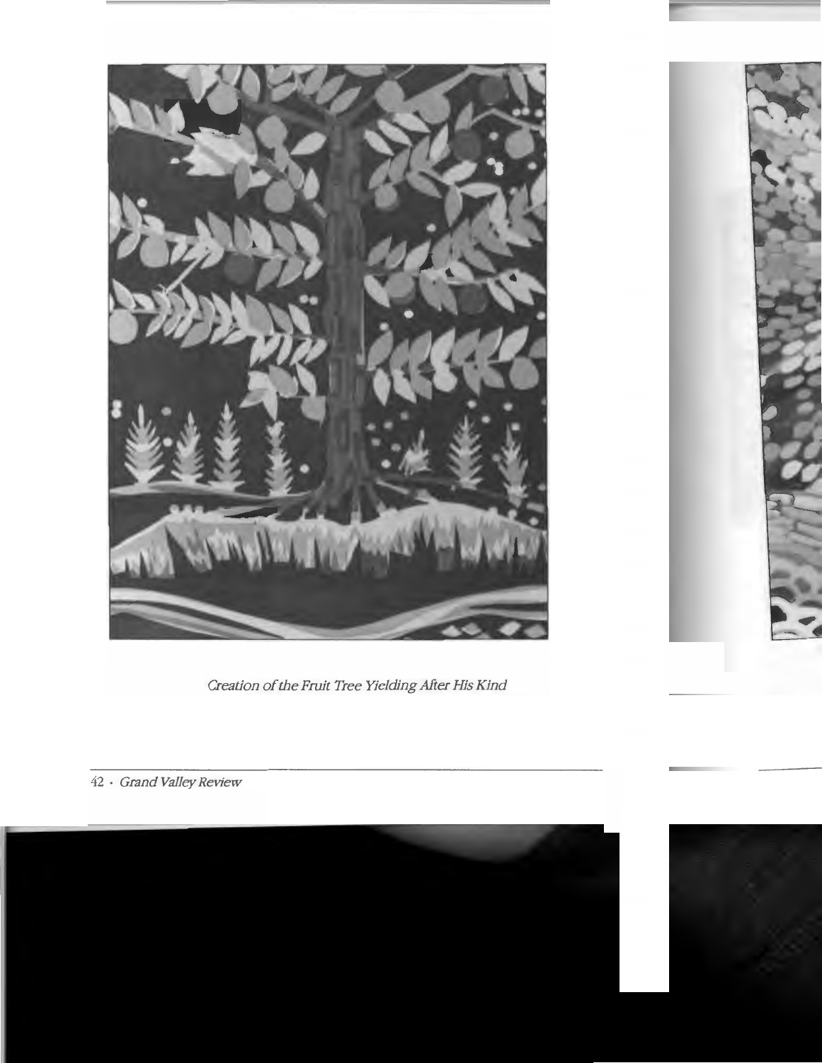*Creation of the Fruit Tree Yielding After His Kind*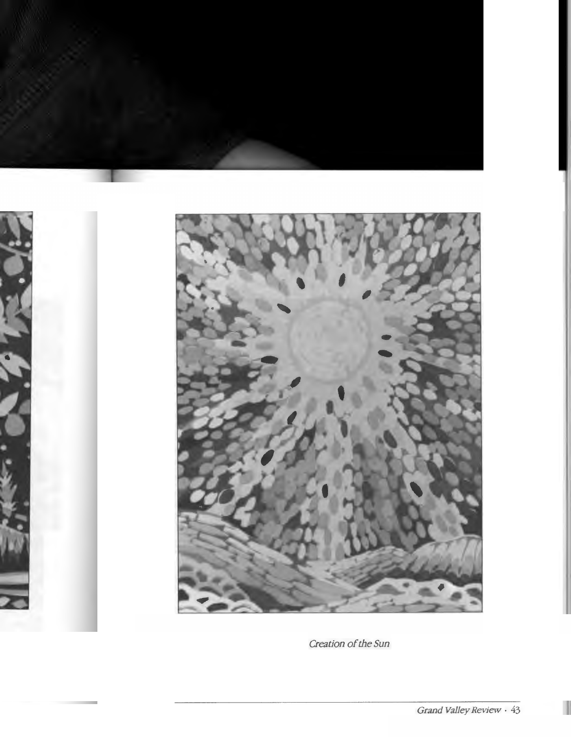*Creation of the Sun*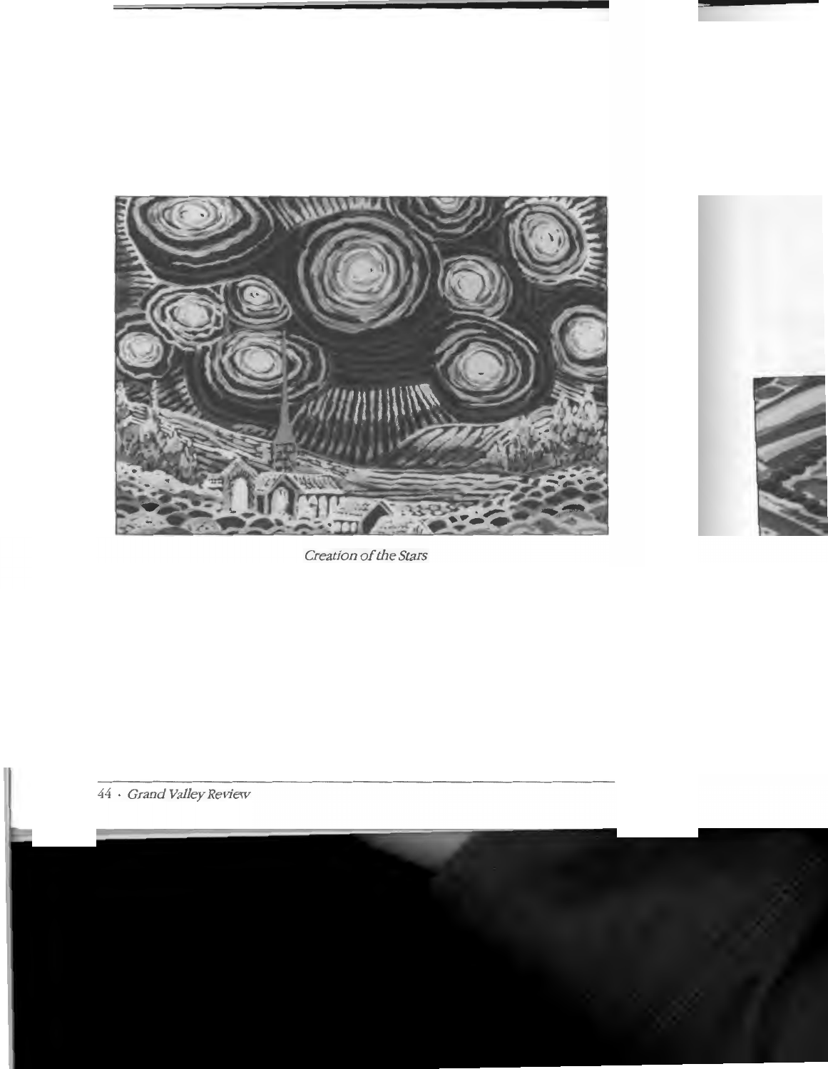*Creation of the Stars*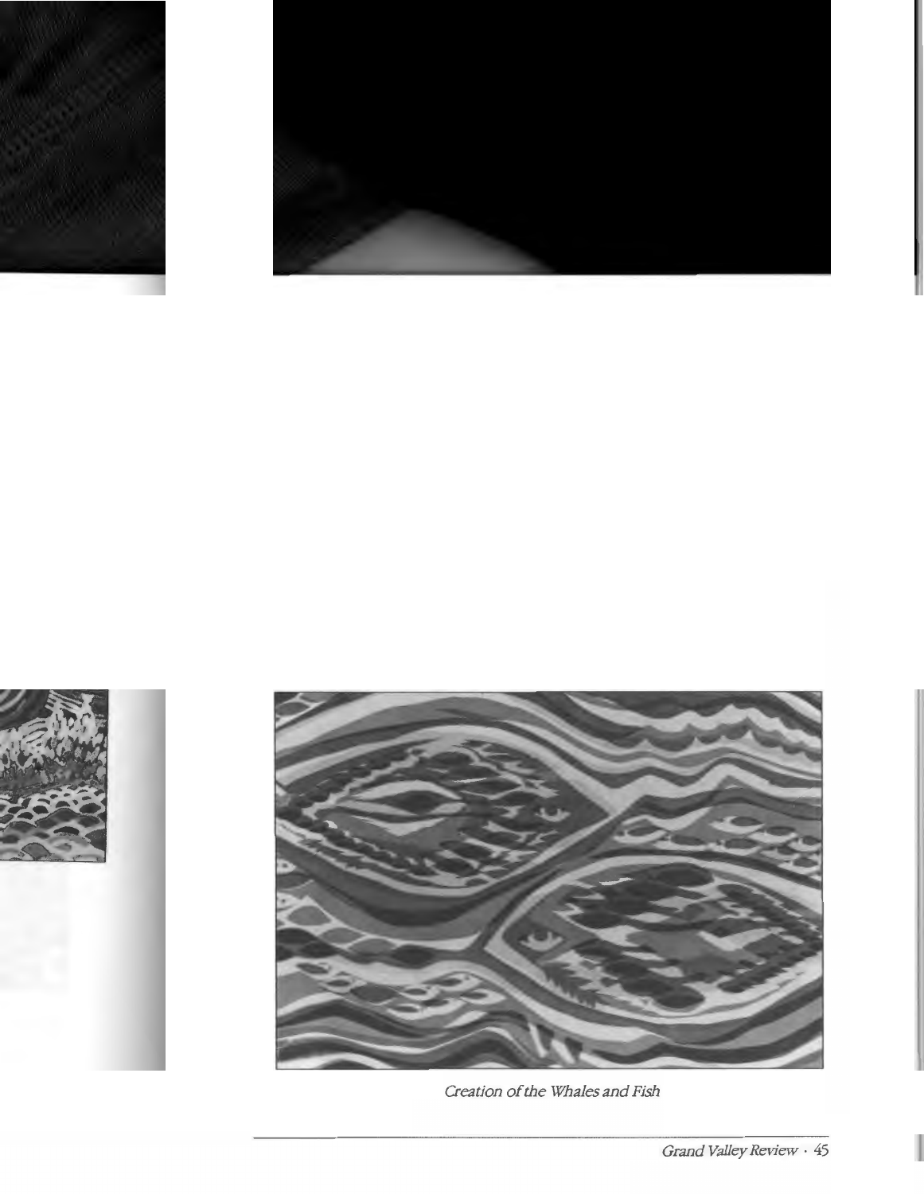*Creation of the Whales and Fish*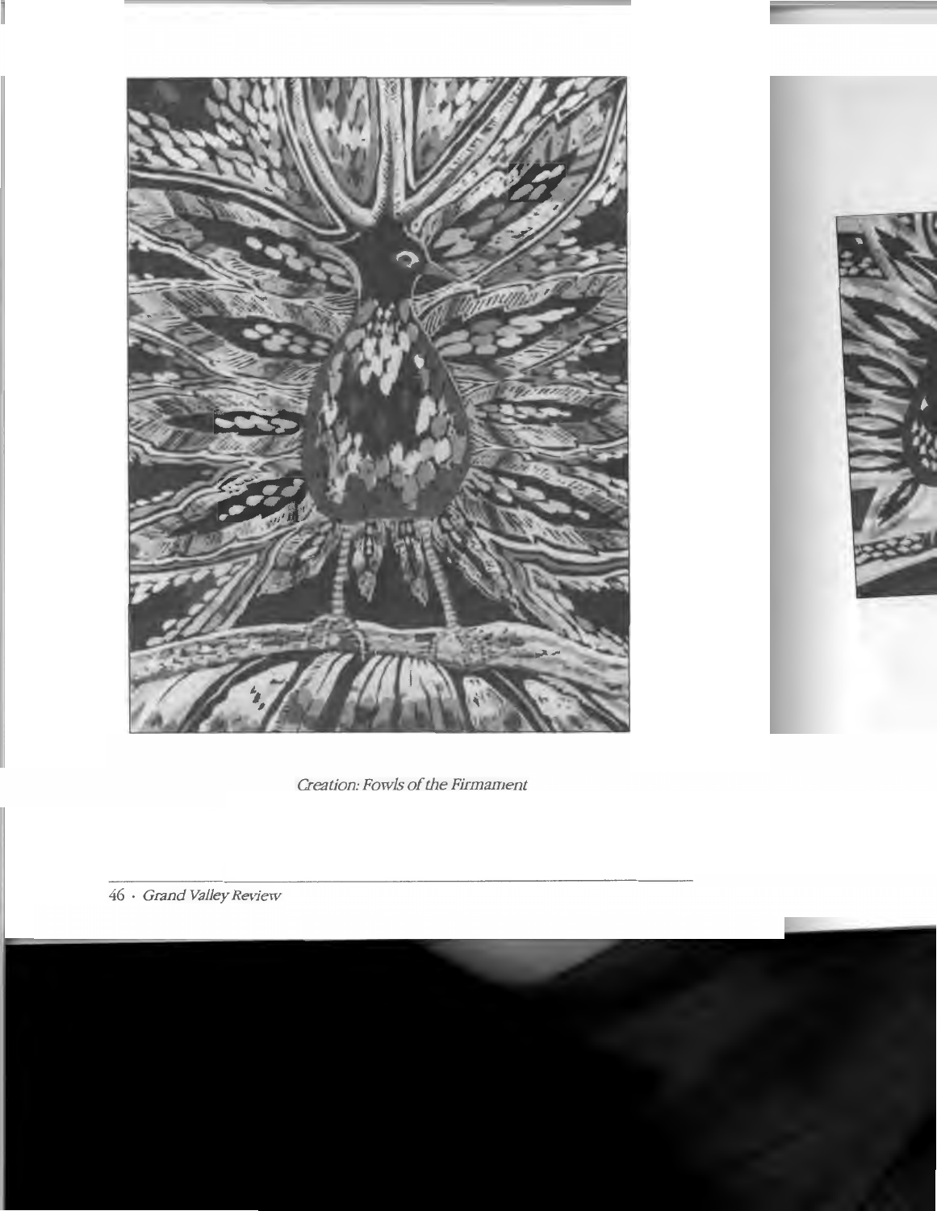*Creation: Fowls of the Firmament*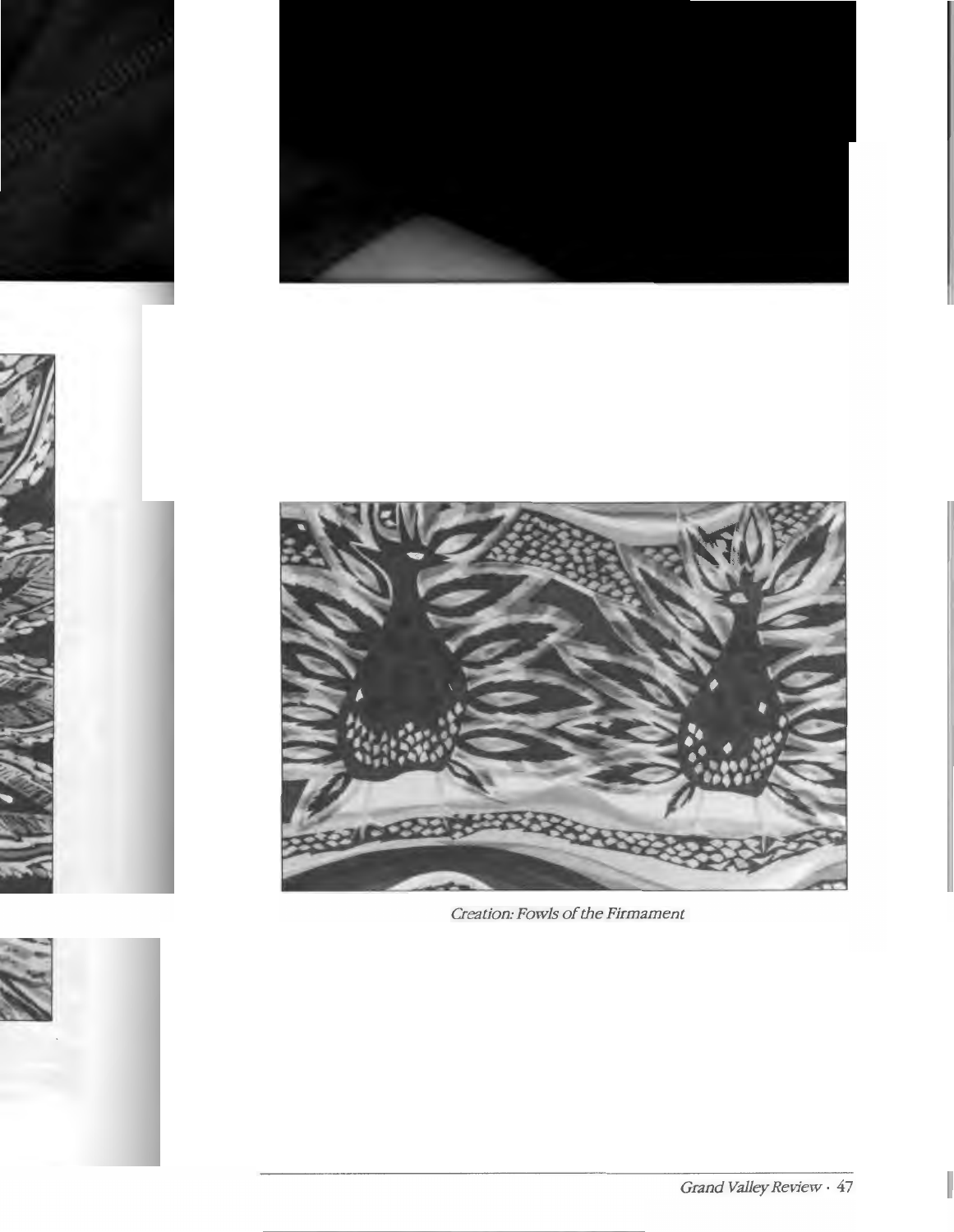Creation: Fowls of the Firmament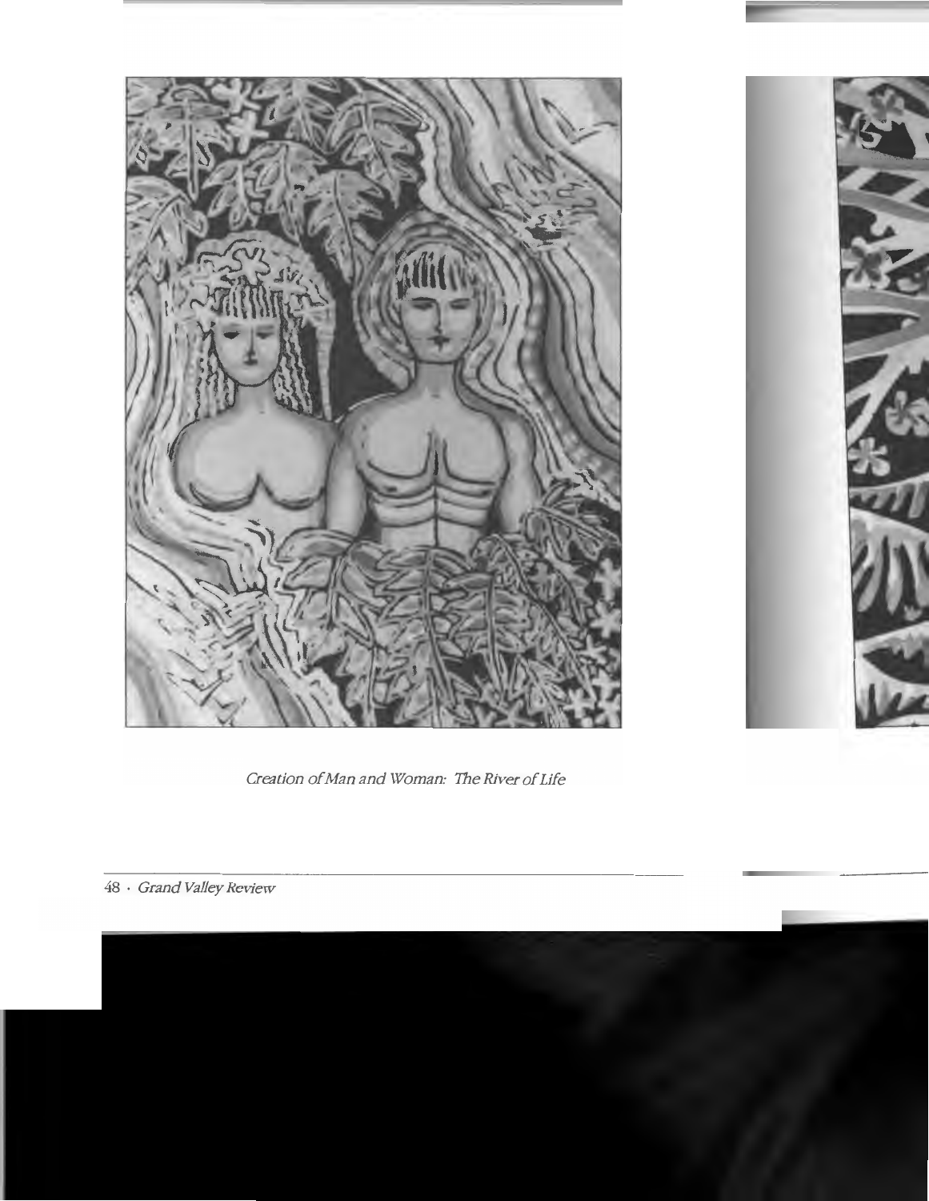*Creation of Man and Woman: The River of Life*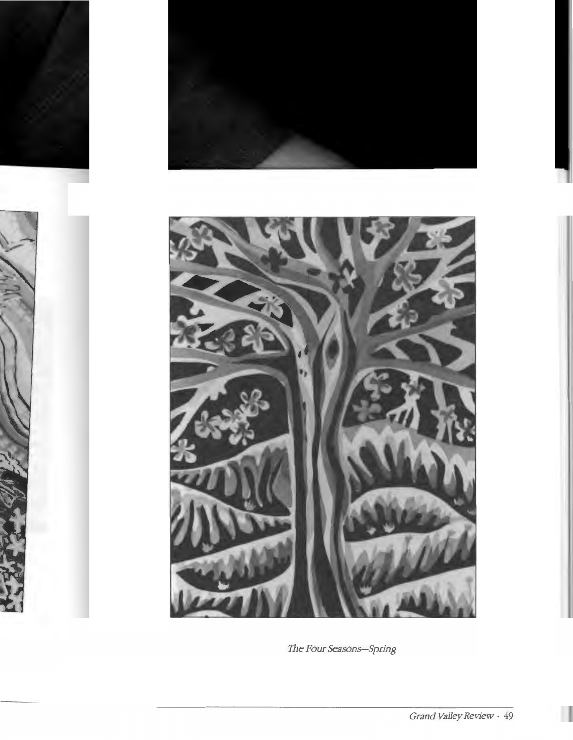*The Four Seasons—Spring*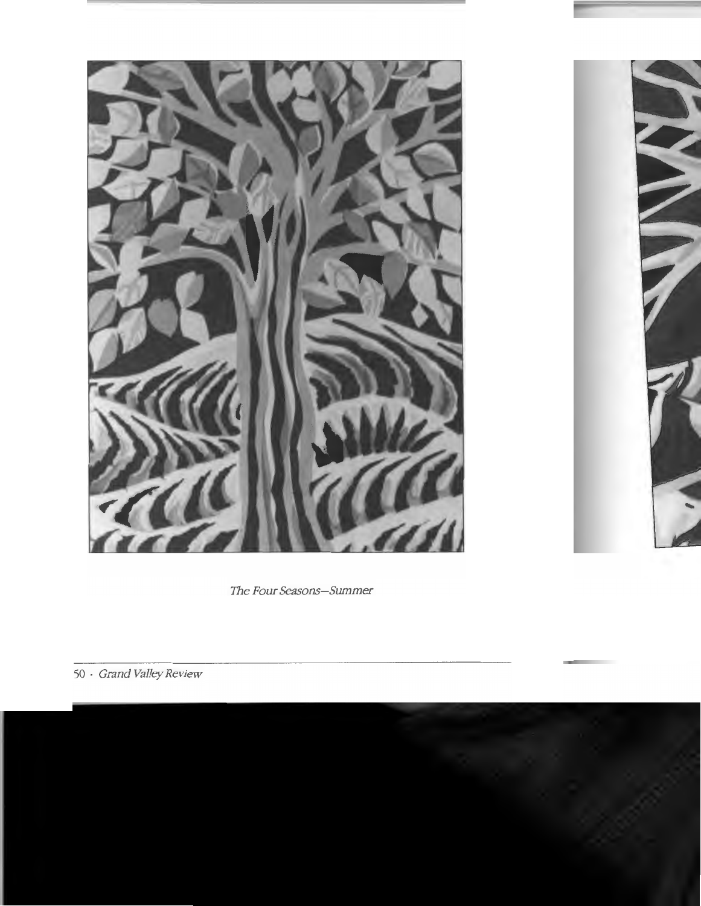*The Four Seasons—Summer*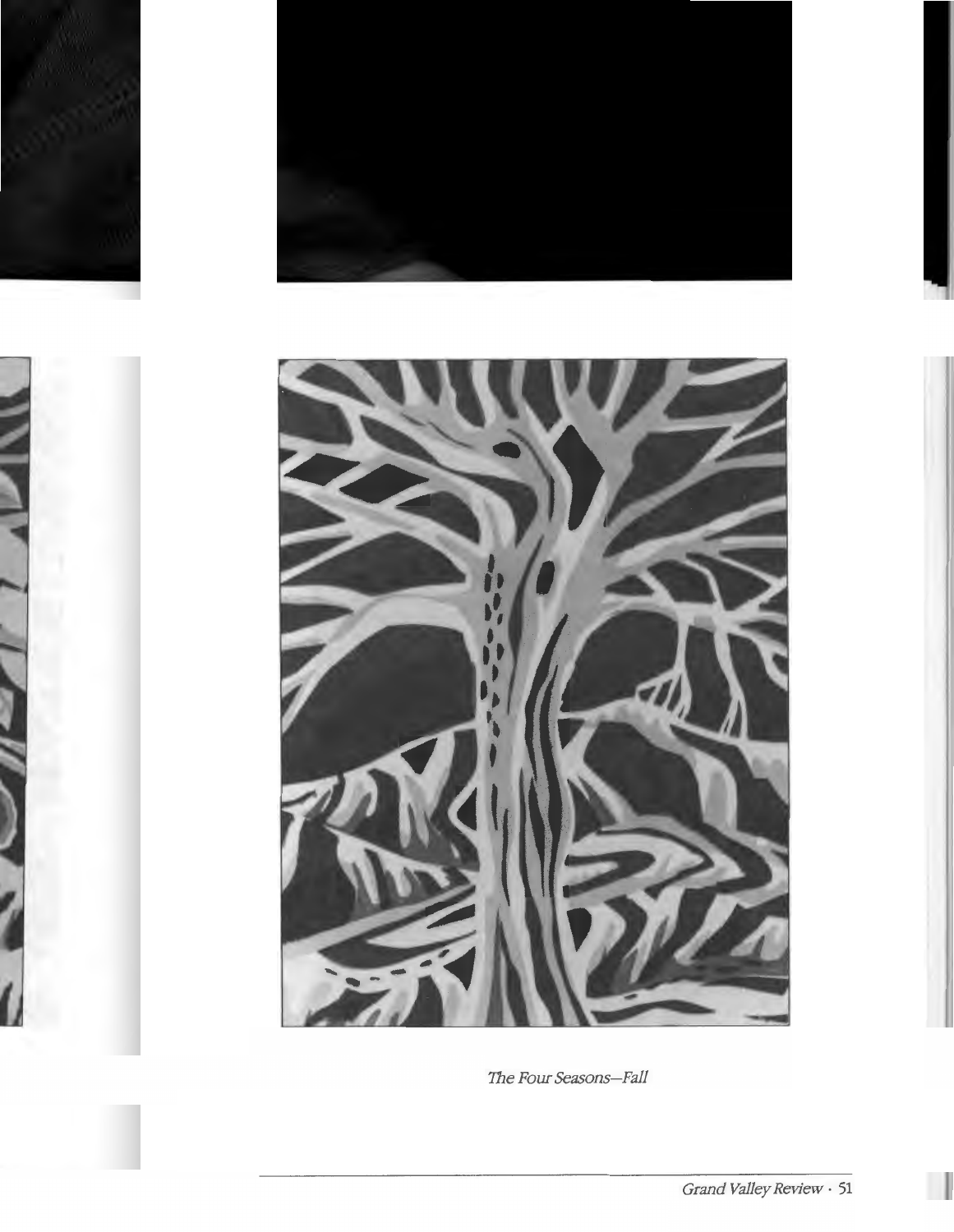*The Four Seasons—Fall*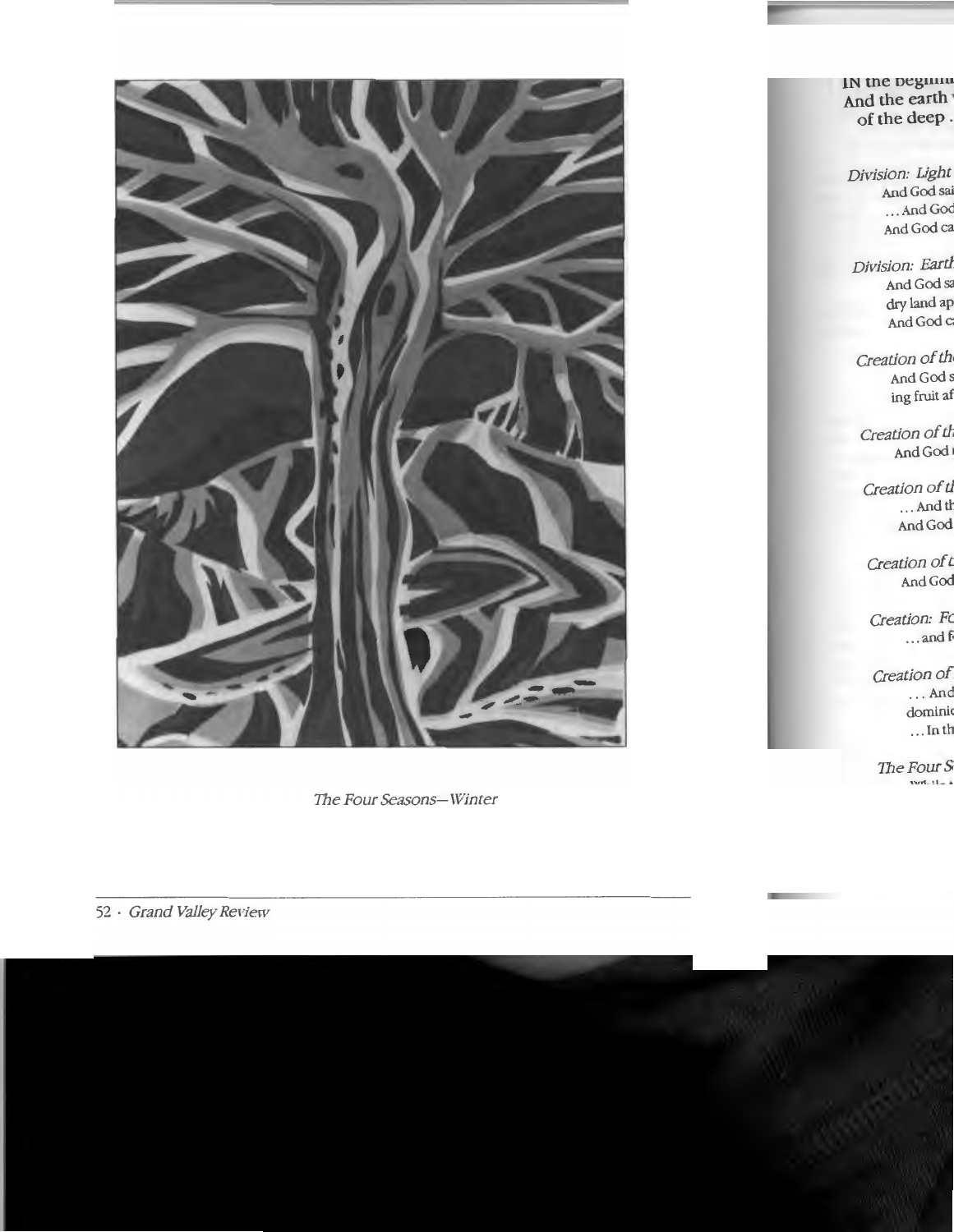The Four Seasons—Winter

IN the beginni
And the earth
of the deep .

*Division: Light*
And God sai
... And God
And God ca

*Division: Earth*
And God sa
dry land ap
And God c

*Creation of th*
And God s
ing fruit af

*Creation of th*
And God

*Creation of th*
... And th
And God

*Creation of t*
And God

*Creation: Fo*
... and f

*Creation of*
... And
dominio
... In th

*The Four S*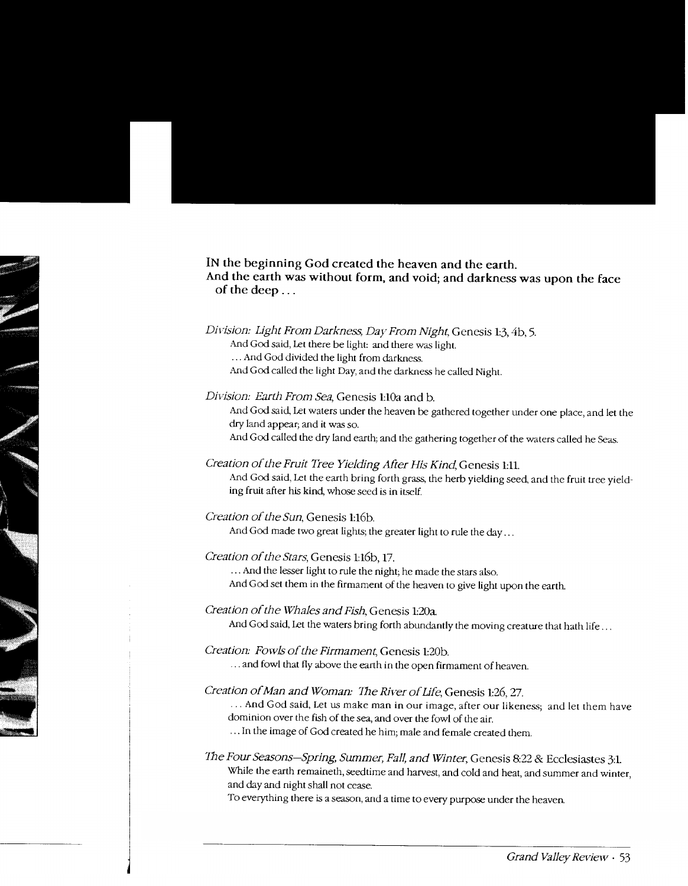**IN the beginning God created the heaven and the earth.**
**And the earth was without form, and void; and darkness was upon the face of the deep . . .**

*Division: Light From Darkness, Day From Night,* Genesis 1:3, 4b, 5.
And God said, Let there be light: and there was light.
. . . And God divided the light from darkness.
And God called the light Day, and the darkness he called Night.

*Division: Earth From Sea,* Genesis 1:10a and b.
And God said, Let waters under the heaven be gathered together under one place, and let the dry land appear; and it was so.
And God called the dry land earth; and the gathering together of the waters called he Seas.

*Creation of the Fruit Tree Yielding After His Kind,* Genesis 1:11.
And God said, Let the earth bring forth grass, the herb yielding seed, and the fruit tree yielding fruit after his kind, whose seed is in itself.

*Creation of the Sun,* Genesis 1:16b.
And God made two great lights; the greater light to rule the day . . .

*Creation of the Stars,* Genesis 1:16b, 17.
. . . And the lesser light to rule the night; he made the stars also.
And God set them in the firmament of the heaven to give light upon the earth.

*Creation of the Whales and Fish,* Genesis 1:20a.
And God said, Let the waters bring forth abundantly the moving creature that hath life . . .

*Creation: Fowls of the Firmament,* Genesis 1:20b.
. . . and fowl that fly above the earth in the open firmament of heaven.

*Creation of Man and Woman: The River of Life,* Genesis 1:26, 27.
. . . And God said, Let us make man in our image, after our likeness; and let them have dominion over the fish of the sea, and over the fowl of the air.
. . . In the image of God created he him; male and female created them.

*The Four Seasons—Spring, Summer, Fall, and Winter,* Genesis 8:22 & Ecclesiastes 3:1.
While the earth remaineth, seedtime and harvest, and cold and heat, and summer and winter, and day and night shall not cease.
To everything there is a season, and a time to every purpose under the heaven.